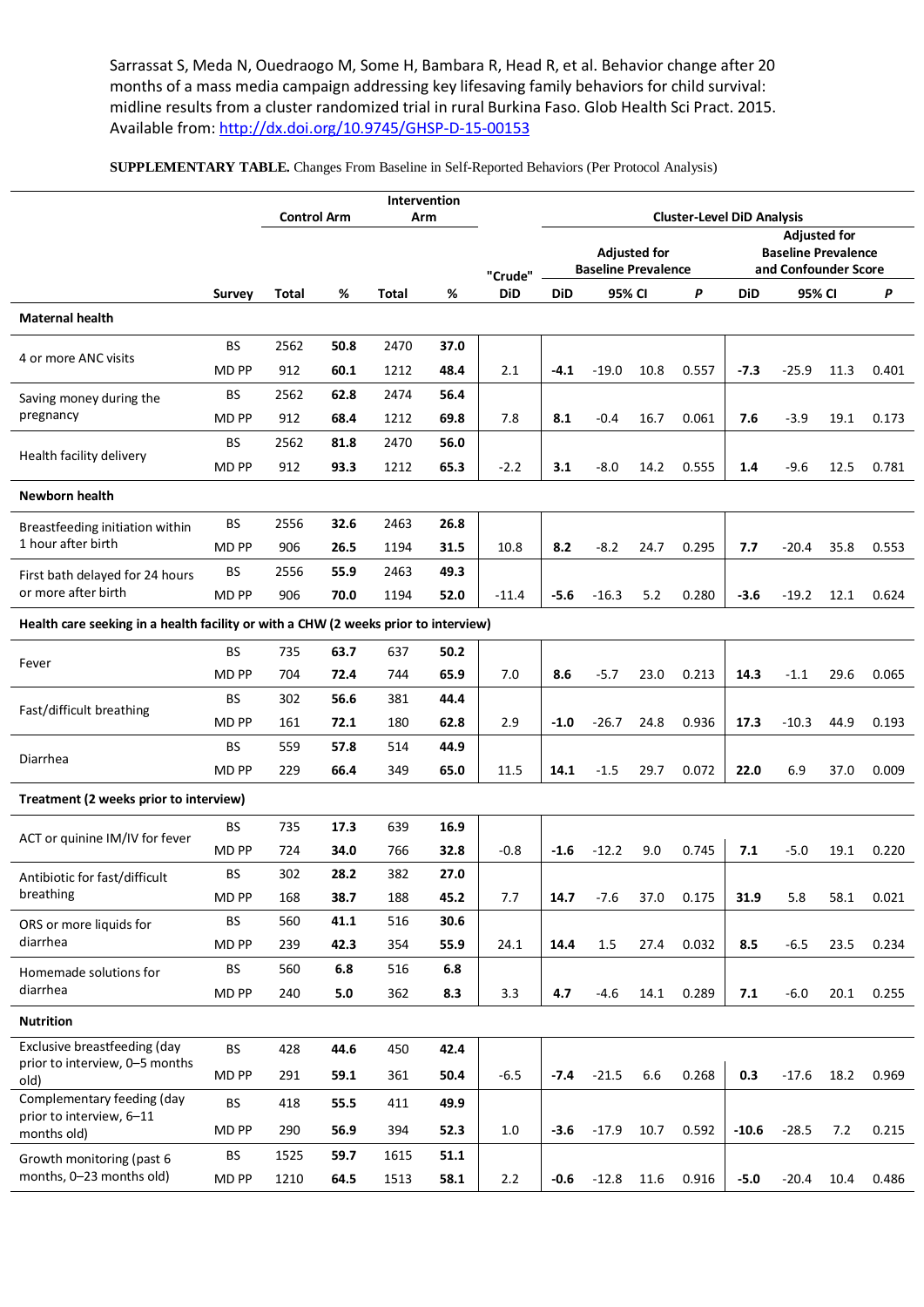Sarrassat S, Meda N, Ouedraogo M, Some H, Bambara R, Head R, et al. Behavior change after 20 months of a mass media campaign addressing key lifesaving family behaviors for child survival: midline results from a cluster randomized trial in rural Burkina Faso. Glob Health Sci Pract. 2015. Available from: http://dx.doi.org/10.9745/GHSP-D-15-00153

**SUPPLEMENTARY TABLE.** Changes From Baseline in Self-Reported Behaviors (Per Protocol Analysis)

| | | Control Arm | | Intervention Arm | | | Cluster-Level DiD Analysis | | | | | | | |
|---|---|---|---|---|---|---|---|---|---|---|---|---|---|---|
| | | | | | | | Adjusted for Baseline Prevalence | | | | Adjusted for Baseline Prevalence and Confounder Score | | | |
| | **Survey** | **Total** | **%** | **Total** | **%** | **"Crude" DiD** | **DiD** | **95% CI** | | ***P*** | **DiD** | **95% CI** | | ***P*** |
| **Maternal health** | | | | | | | | | | | | | | |
| 4 or more ANC visits | BS | 2562 | **50.8** | 2470 | **37.0** | | | | | | | | | |
| | MD PP | 912 | **60.1** | 1212 | **48.4** | 2.1 | **-4.1** | -19.0 | 10.8 | 0.557 | **-7.3** | -25.9 | 11.3 | 0.401 |
| Saving money during the pregnancy | BS | 2562 | **62.8** | 2474 | **56.4** | | | | | | | | | |
| | MD PP | 912 | **68.4** | 1212 | **69.8** | 7.8 | **8.1** | -0.4 | 16.7 | 0.061 | **7.6** | -3.9 | 19.1 | 0.173 |
| Health facility delivery | BS | 2562 | **81.8** | 2470 | **56.0** | | | | | | | | | |
| | MD PP | 912 | **93.3** | 1212 | **65.3** | -2.2 | **3.1** | -8.0 | 14.2 | 0.555 | **1.4** | -9.6 | 12.5 | 0.781 |
| **Newborn health** | | | | | | | | | | | | | | |
| Breastfeeding initiation within 1 hour after birth | BS | 2556 | **32.6** | 2463 | **26.8** | | | | | | | | | |
| | MD PP | 906 | **26.5** | 1194 | **31.5** | 10.8 | **8.2** | -8.2 | 24.7 | 0.295 | **7.7** | -20.4 | 35.8 | 0.553 |
| First bath delayed for 24 hours or more after birth | BS | 2556 | **55.9** | 2463 | **49.3** | | | | | | | | | |
| | MD PP | 906 | **70.0** | 1194 | **52.0** | -11.4 | **-5.6** | -16.3 | 5.2 | 0.280 | **-3.6** | -19.2 | 12.1 | 0.624 |
| **Health care seeking in a health facility or with a CHW (2 weeks prior to interview)** | | | | | | | | | | | | | | |
| Fever | BS | 735 | **63.7** | 637 | **50.2** | | | | | | | | | |
| | MD PP | 704 | **72.4** | 744 | **65.9** | 7.0 | **8.6** | -5.7 | 23.0 | 0.213 | **14.3** | -1.1 | 29.6 | 0.065 |
| Fast/difficult breathing | BS | 302 | **56.6** | 381 | **44.4** | | | | | | | | | |
| | MD PP | 161 | **72.1** | 180 | **62.8** | 2.9 | **-1.0** | -26.7 | 24.8 | 0.936 | **17.3** | -10.3 | 44.9 | 0.193 |
| Diarrhea | BS | 559 | **57.8** | 514 | **44.9** | | | | | | | | | |
| | MD PP | 229 | **66.4** | 349 | **65.0** | 11.5 | **14.1** | -1.5 | 29.7 | 0.072 | **22.0** | 6.9 | 37.0 | 0.009 |
| **Treatment (2 weeks prior to interview)** | | | | | | | | | | | | | | |
| ACT or quinine IM/IV for fever | BS | 735 | **17.3** | 639 | **16.9** | | | | | | | | | |
| | MD PP | 724 | **34.0** | 766 | **32.8** | -0.8 | **-1.6** | -12.2 | 9.0 | 0.745 | **7.1** | -5.0 | 19.1 | 0.220 |
| Antibiotic for fast/difficult breathing | BS | 302 | **28.2** | 382 | **27.0** | | | | | | | | | |
| | MD PP | 168 | **38.7** | 188 | **45.2** | 7.7 | **14.7** | -7.6 | 37.0 | 0.175 | **31.9** | 5.8 | 58.1 | 0.021 |
| ORS or more liquids for diarrhea | BS | 560 | **41.1** | 516 | **30.6** | | | | | | | | | |
| | MD PP | 239 | **42.3** | 354 | **55.9** | 24.1 | **14.4** | 1.5 | 27.4 | 0.032 | **8.5** | -6.5 | 23.5 | 0.234 |
| Homemade solutions for diarrhea | BS | 560 | **6.8** | 516 | **6.8** | | | | | | | | | |
| | MD PP | 240 | **5.0** | 362 | **8.3** | 3.3 | **4.7** | -4.6 | 14.1 | 0.289 | **7.1** | -6.0 | 20.1 | 0.255 |
| **Nutrition** | | | | | | | | | | | | | | |
| Exclusive breastfeeding (day prior to interview, 0–5 months old) | BS | 428 | **44.6** | 450 | **42.4** | | | | | | | | | |
| | MD PP | 291 | **59.1** | 361 | **50.4** | -6.5 | **-7.4** | -21.5 | 6.6 | 0.268 | **0.3** | -17.6 | 18.2 | 0.969 |
| Complementary feeding (day prior to interview, 6–11 months old) | BS | 418 | **55.5** | 411 | **49.9** | | | | | | | | | |
| | MD PP | 290 | **56.9** | 394 | **52.3** | 1.0 | **-3.6** | -17.9 | 10.7 | 0.592 | **-10.6** | -28.5 | 7.2 | 0.215 |
| Growth monitoring (past 6 months, 0–23 months old) | BS | 1525 | **59.7** | 1615 | **51.1** | | | | | | | | | |
| | MD PP | 1210 | **64.5** | 1513 | **58.1** | 2.2 | **-0.6** | -12.8 | 11.6 | 0.916 | **-5.0** | -20.4 | 10.4 | 0.486 |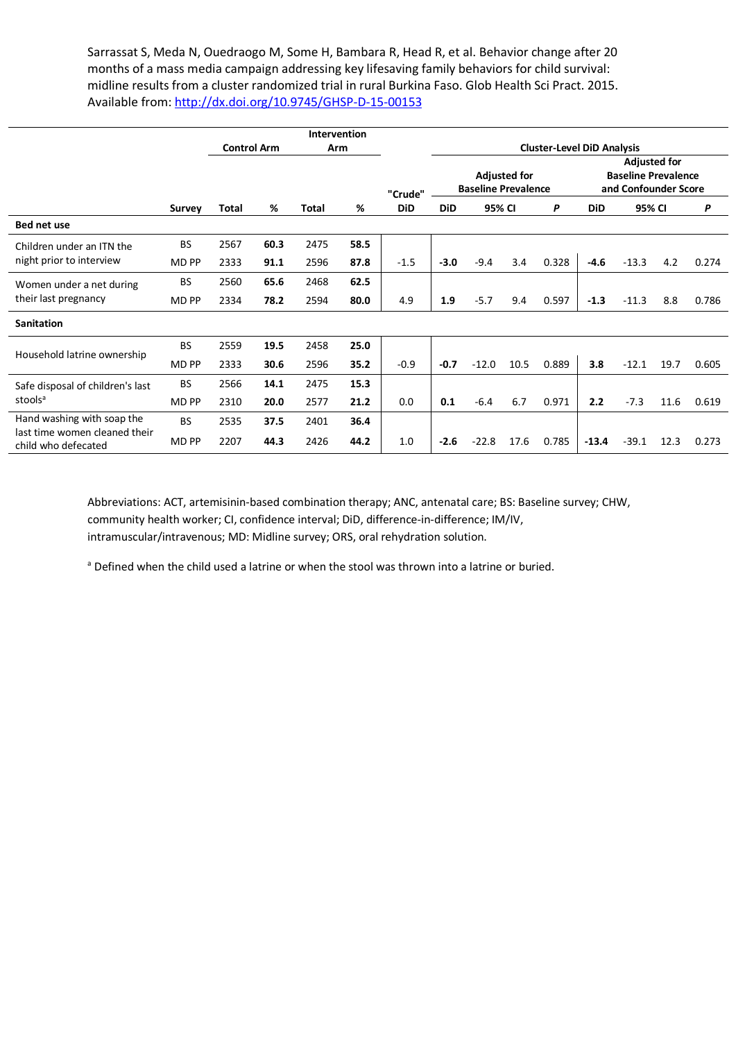Sarrassat S, Meda N, Ouedraogo M, Some H, Bambara R, Head R, et al. Behavior change after 20 months of a mass media campaign addressing key lifesaving family behaviors for child survival: midline results from a cluster randomized trial in rural Burkina Faso. Glob Health Sci Pract. 2015. Available from: http://dx.doi.org/10.9745/GHSP-D-15-00153

| | | Control Arm | | Intervention Arm | | | Cluster-Level DiD Analysis | | | | | | | |
|---|---|---|---|---|---|---|---|---|---|---|---|---|---|---|
| | | | | | | "Crude" | Adjusted for Baseline Prevalence | | | | Adjusted for Baseline Prevalence and Confounder Score | | | |
| | **Survey** | **Total** | **%** | **Total** | **%** | **DiD** | **DiD** | **95% CI** | | ***P*** | **DiD** | **95% CI** | | ***P*** |
| **Bed net use** | | | | | | | | | | | | | | |
| Children under an ITN the night prior to interview | BS | 2567 | **60.3** | 2475 | **58.5** | | | | | | | | | |
| | MD PP | 2333 | **91.1** | 2596 | **87.8** | -1.5 | **-3.0** | -9.4 | 3.4 | 0.328 | **-4.6** | -13.3 | 4.2 | 0.274 |
| Women under a net during their last pregnancy | BS | 2560 | **65.6** | 2468 | **62.5** | | | | | | | | | |
| | MD PP | 2334 | **78.2** | 2594 | **80.0** | 4.9 | **1.9** | -5.7 | 9.4 | 0.597 | **-1.3** | -11.3 | 8.8 | 0.786 |
| **Sanitation** | | | | | | | | | | | | | | |
| Household latrine ownership | BS | 2559 | **19.5** | 2458 | **25.0** | | | | | | | | | |
| | MD PP | 2333 | **30.6** | 2596 | **35.2** | -0.9 | **-0.7** | -12.0 | 10.5 | 0.889 | **3.8** | -12.1 | 19.7 | 0.605 |
| Safe disposal of children's last stools[a] | BS | 2566 | **14.1** | 2475 | **15.3** | | | | | | | | | |
| | MD PP | 2310 | **20.0** | 2577 | **21.2** | 0.0 | **0.1** | -6.4 | 6.7 | 0.971 | **2.2** | -7.3 | 11.6 | 0.619 |
| Hand washing with soap the last time women cleaned their child who defecated | BS | 2535 | **37.5** | 2401 | **36.4** | | | | | | | | | |
| | MD PP | 2207 | **44.3** | 2426 | **44.2** | 1.0 | **-2.6** | -22.8 | 17.6 | 0.785 | **-13.4** | -39.1 | 12.3 | 0.273 |

Abbreviations: ACT, artemisinin-based combination therapy; ANC, antenatal care; BS: Baseline survey; CHW, community health worker; CI, confidence interval; DiD, difference-in-difference; IM/IV, intramuscular/intravenous; MD: Midline survey; ORS, oral rehydration solution.

[a] Defined when the child used a latrine or when the stool was thrown into a latrine or buried.